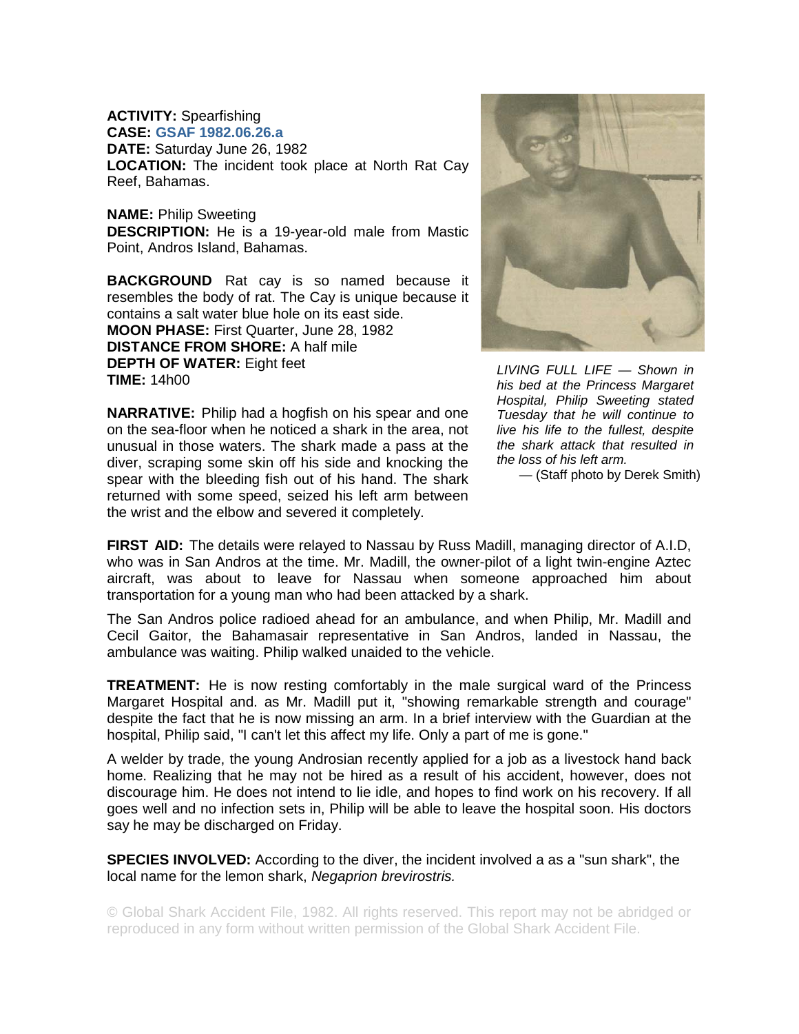**ACTIVITY:** Spearfishing
**CASE:** **GSAF 1982.06.26.a**
**DATE:** Saturday June 26, 1982
**LOCATION:** The incident took place at North Rat Cay Reef, Bahamas.

**NAME:** Philip Sweeting
**DESCRIPTION:** He is a 19-year-old male from Mastic Point, Andros Island, Bahamas.

**BACKGROUND** Rat cay is so named because it resembles the body of rat. The Cay is unique because it contains a salt water blue hole on its east side.
**MOON PHASE:** First Quarter, June 28, 1982
**DISTANCE FROM SHORE:** A half mile
**DEPTH OF WATER:** Eight feet
**TIME:** 14h00

**NARRATIVE:** Philip had a hogfish on his spear and one on the sea-floor when he noticed a shark in the area, not unusual in those waters. The shark made a pass at the diver, scraping some skin off his side and knocking the spear with the bleeding fish out of his hand. The shark returned with some speed, seized his left arm between the wrist and the elbow and severed it completely.

*LIVING FULL LIFE — Shown in his bed at the Princess Margaret Hospital, Philip Sweeting stated Tuesday that he will continue to live his life to the fullest, despite the shark attack that resulted in the loss of his left arm.*
— (Staff photo by Derek Smith)

**FIRST AID:** The details were relayed to Nassau by Russ Madill, managing director of A.I.D, who was in San Andros at the time. Mr. Madill, the owner-pilot of a light twin-engine Aztec aircraft, was about to leave for Nassau when someone approached him about transportation for a young man who had been attacked by a shark.

The San Andros police radioed ahead for an ambulance, and when Philip, Mr. Madill and Cecil Gaitor, the Bahamasair representative in San Andros, landed in Nassau, the ambulance was waiting. Philip walked unaided to the vehicle.

**TREATMENT:** He is now resting comfortably in the male surgical ward of the Princess Margaret Hospital and. as Mr. Madill put it, "showing remarkable strength and courage" despite the fact that he is now missing an arm. In a brief interview with the Guardian at the hospital, Philip said, "I can't let this affect my life. Only a part of me is gone."

A welder by trade, the young Androsian recently applied for a job as a livestock hand back home. Realizing that he may not be hired as a result of his accident, however, does not discourage him. He does not intend to lie idle, and hopes to find work on his recovery. If all goes well and no infection sets in, Philip will be able to leave the hospital soon. His doctors say he may be discharged on Friday.

**SPECIES INVOLVED:** According to the diver, the incident involved a as a "sun shark", the local name for the lemon shark, *Negaprion brevirostris.*

© Global Shark Accident File, 1982. All rights reserved. This report may not be abridged or reproduced in any form without written permission of the Global Shark Accident File.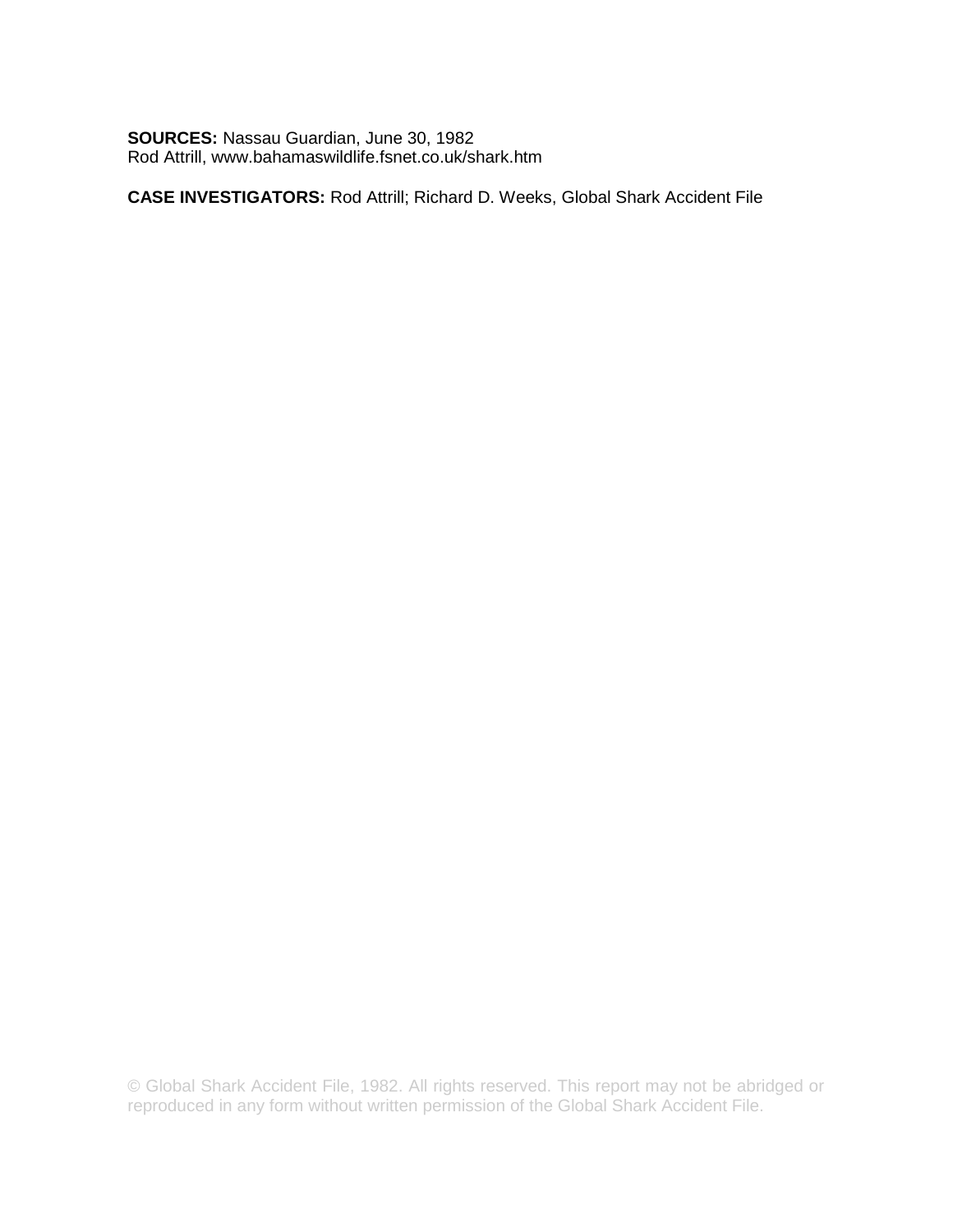**SOURCES:** Nassau Guardian, June 30, 1982
Rod Attrill, www.bahamaswildlife.fsnet.co.uk/shark.htm

**CASE INVESTIGATORS:** Rod Attrill; Richard D. Weeks, Global Shark Accident File

© Global Shark Accident File, 1982. All rights reserved. This report may not be abridged or reproduced in any form without written permission of the Global Shark Accident File.